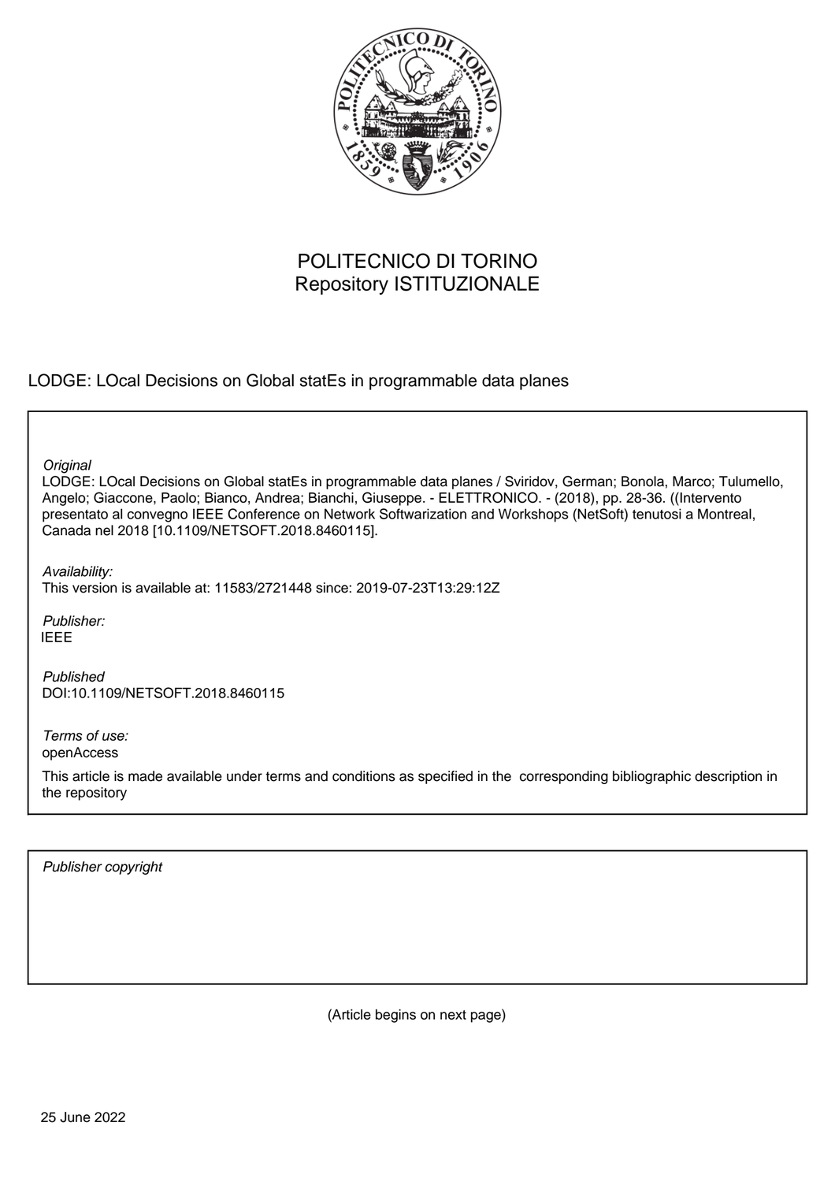POLITECNICO DI TORINO
Repository ISTITUZIONALE

LODGE: LOcal Decisions on Global statEs in programmable data planes

*Original*
LODGE: LOcal Decisions on Global statEs in programmable data planes / Sviridov, German; Bonola, Marco; Tulumello, Angelo; Giaccone, Paolo; Bianco, Andrea; Bianchi, Giuseppe. - ELETTRONICO. - (2018), pp. 28-36. ((Intervento presentato al convegno IEEE Conference on Network Softwarization and Workshops (NetSoft) tenutosi a Montreal, Canada nel 2018 [10.1109/NETSOFT.2018.8460115].

*Availability:*
This version is available at: 11583/2721448 since: 2019-07-23T13:29:12Z

*Publisher:*
IEEE

*Published*
DOI:10.1109/NETSOFT.2018.8460115

*Terms of use:*
openAccess

This article is made available under terms and conditions as specified in the corresponding bibliographic description in the repository

*Publisher copyright*

(Article begins on next page)

25 June 2022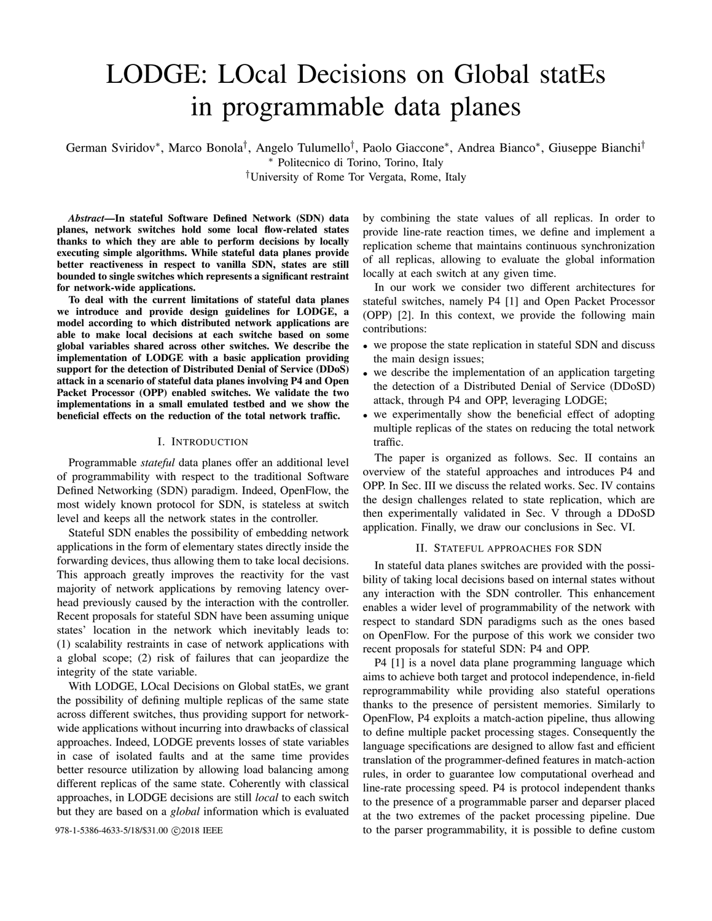# LODGE: LOcal Decisions on Global statEs in programmable data planes

German Sviridov*, Marco Bonola†, Angelo Tulumello†, Paolo Giaccone*, Andrea Bianco*, Giuseppe Bianchi†

\* Politecnico di Torino, Torino, Italy

†University of Rome Tor Vergata, Rome, Italy

***Abstract*—In stateful Software Defined Network (SDN) data planes, network switches hold some local flow-related states thanks to which they are able to perform decisions by locally executing simple algorithms. While stateful data planes provide better reactiveness in respect to vanilla SDN, states are still bounded to single switches which represents a significant restraint for network-wide applications.**

**To deal with the current limitations of stateful data planes we introduce and provide design guidelines for LODGE, a model according to which distributed network applications are able to make local decisions at each switche based on some global variables shared across other switches. We describe the implementation of LODGE with a basic application providing support for the detection of Distributed Denial of Service (DDoS) attack in a scenario of stateful data planes involving P4 and Open Packet Processor (OPP) enabled switches. We validate the two implementations in a small emulated testbed and we show the beneficial effects on the reduction of the total network traffic.**

## I. Introduction

Programmable *stateful* data planes offer an additional level of programmability with respect to the traditional Software Defined Networking (SDN) paradigm. Indeed, OpenFlow, the most widely known protocol for SDN, is stateless at switch level and keeps all the network states in the controller.

Stateful SDN enables the possibility of embedding network applications in the form of elementary states directly inside the forwarding devices, thus allowing them to take local decisions. This approach greatly improves the reactivity for the vast majority of network applications by removing latency overhead previously caused by the interaction with the controller. Recent proposals for stateful SDN have been assuming unique states' location in the network which inevitably leads to: (1) scalability restraints in case of network applications with a global scope; (2) risk of failures that can jeopardize the integrity of the state variable.

With LODGE, LOcal Decisions on Global statEs, we grant the possibility of defining multiple replicas of the same state across different switches, thus providing support for network-wide applications without incurring into drawbacks of classical approaches. Indeed, LODGE prevents losses of state variables in case of isolated faults and at the same time provides better resource utilization by allowing load balancing among different replicas of the same state. Coherently with classical approaches, in LODGE decisions are still *local* to each switch but they are based on a *global* information which is evaluated by combining the state values of all replicas. In order to provide line-rate reaction times, we define and implement a replication scheme that maintains continuous synchronization of all replicas, allowing to evaluate the global information locally at each switch at any given time.

In our work we consider two different architectures for stateful switches, namely P4 [1] and Open Packet Processor (OPP) [2]. In this context, we provide the following main contributions:

- we propose the state replication in stateful SDN and discuss the main design issues;
- we describe the implementation of an application targeting the detection of a Distributed Denial of Service (DDoSD) attack, through P4 and OPP, leveraging LODGE;
- we experimentally show the beneficial effect of adopting multiple replicas of the states on reducing the total network traffic.

The paper is organized as follows. Sec. II contains an overview of the stateful approaches and introduces P4 and OPP. In Sec. III we discuss the related works. Sec. IV contains the design challenges related to state replication, which are then experimentally validated in Sec. V through a DDoSD application. Finally, we draw our conclusions in Sec. VI.

## II. Stateful approaches for SDN

In stateful data planes switches are provided with the possibility of taking local decisions based on internal states without any interaction with the SDN controller. This enhancement enables a wider level of programmability of the network with respect to standard SDN paradigms such as the ones based on OpenFlow. For the purpose of this work we consider two recent proposals for stateful SDN: P4 and OPP.

P4 [1] is a novel data plane programming language which aims to achieve both target and protocol independence, in-field reprogrammability while providing also stateful operations thanks to the presence of persistent memories. Similarly to OpenFlow, P4 exploits a match-action pipeline, thus allowing to define multiple packet processing stages. Consequently the language specifications are designed to allow fast and efficient translation of the programmer-defined features in match-action rules, in order to guarantee low computational overhead and line-rate processing speed. P4 is protocol independent thanks to the presence of a programmable parser and deparser placed at the two extremes of the packet processing pipeline. Due to the parser programmability, it is possible to define custom

978-1-5386-4633-5/18/$31.00 ©2018 IEEE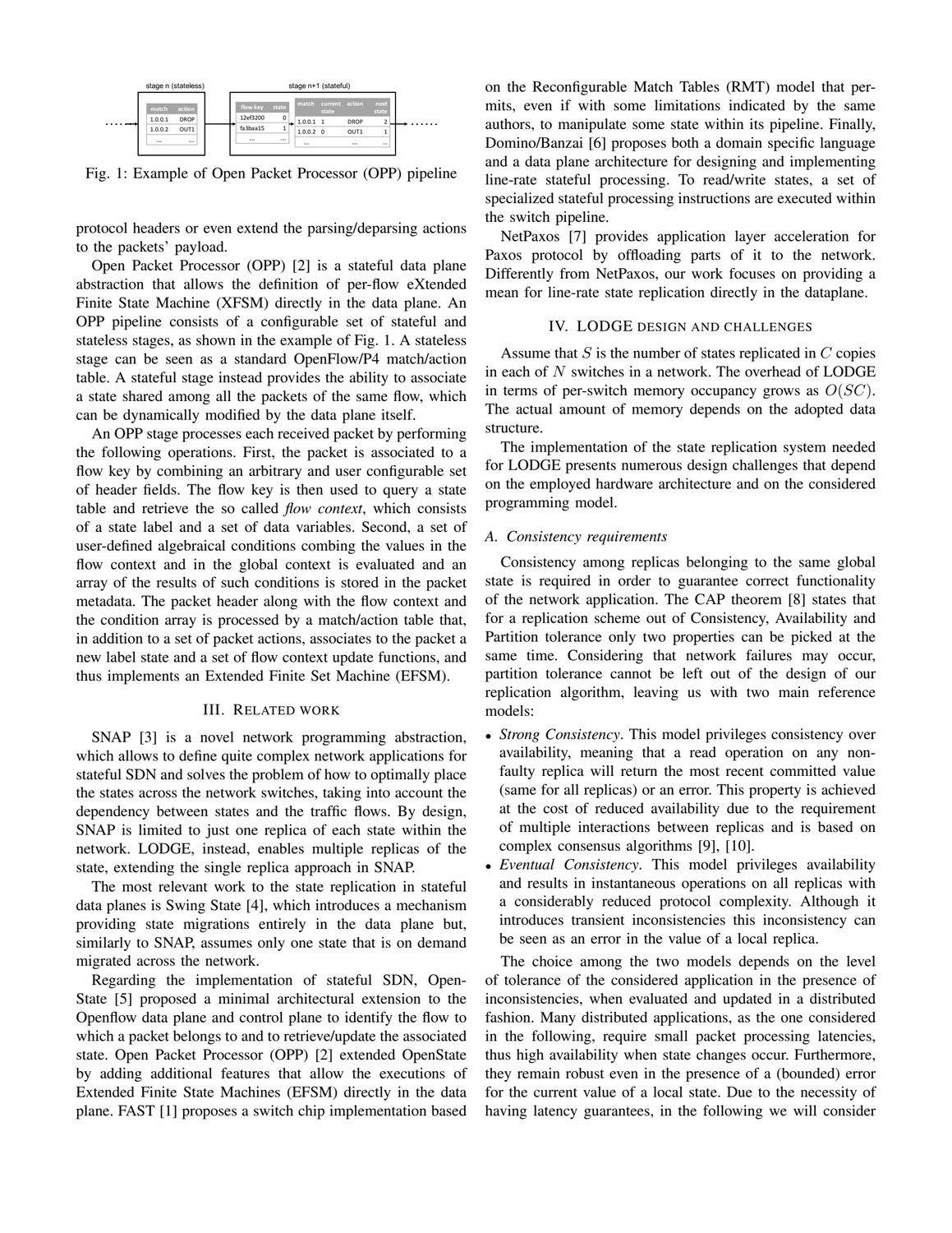Fig. 1: Example of Open Packet Processor (OPP) pipeline

protocol headers or even extend the parsing/deparsing actions to the packets' payload.

Open Packet Processor (OPP) [2] is a stateful data plane abstraction that allows the definition of per-flow eXtended Finite State Machine (XFSM) directly in the data plane. An OPP pipeline consists of a configurable set of stateful and stateless stages, as shown in the example of Fig. 1. A stateless stage can be seen as a standard OpenFlow/P4 match/action table. A stateful stage instead provides the ability to associate a state shared among all the packets of the same flow, which can be dynamically modified by the data plane itself.

An OPP stage processes each received packet by performing the following operations. First, the packet is associated to a flow key by combining an arbitrary and user configurable set of header fields. The flow key is then used to query a state table and retrieve the so called *flow context*, which consists of a state label and a set of data variables. Second, a set of user-defined algebraical conditions combing the values in the flow context and in the global context is evaluated and an array of the results of such conditions is stored in the packet metadata. The packet header along with the flow context and the condition array is processed by a match/action table that, in addition to a set of packet actions, associates to the packet a new label state and a set of flow context update functions, and thus implements an Extended Finite Set Machine (EFSM).

## III. Related work

SNAP [3] is a novel network programming abstraction, which allows to define quite complex network applications for stateful SDN and solves the problem of how to optimally place the states across the network switches, taking into account the dependency between states and the traffic flows. By design, SNAP is limited to just one replica of each state within the network. LODGE, instead, enables multiple replicas of the state, extending the single replica approach in SNAP.

The most relevant work to the state replication in stateful data planes is Swing State [4], which introduces a mechanism providing state migrations entirely in the data plane but, similarly to SNAP, assumes only one state that is on demand migrated across the network.

Regarding the implementation of stateful SDN, Open-State [5] proposed a minimal architectural extension to the Openflow data plane and control plane to identify the flow to which a packet belongs to and to retrieve/update the associated state. Open Packet Processor (OPP) [2] extended OpenState by adding additional features that allow the executions of Extended Finite State Machines (EFSM) directly in the data plane. FAST [1] proposes a switch chip implementation based on the Reconfigurable Match Tables (RMT) model that permits, even if with some limitations indicated by the same authors, to manipulate some state within its pipeline. Finally, Domino/Banzai [6] proposes both a domain specific language and a data plane architecture for designing and implementing line-rate stateful processing. To read/write states, a set of specialized stateful processing instructions are executed within the switch pipeline.

NetPaxos [7] provides application layer acceleration for Paxos protocol by offloading parts of it to the network. Differently from NetPaxos, our work focuses on providing a mean for line-rate state replication directly in the dataplane.

## IV. LODGE design and challenges

Assume that $S$ is the number of states replicated in $C$ copies in each of $N$ switches in a network. The overhead of LODGE in terms of per-switch memory occupancy grows as $O(SC)$. The actual amount of memory depends on the adopted data structure.

The implementation of the state replication system needed for LODGE presents numerous design challenges that depend on the employed hardware architecture and on the considered programming model.

### A. Consistency requirements

Consistency among replicas belonging to the same global state is required in order to guarantee correct functionality of the network application. The CAP theorem [8] states that for a replication scheme out of Consistency, Availability and Partition tolerance only two properties can be picked at the same time. Considering that network failures may occur, partition tolerance cannot be left out of the design of our replication algorithm, leaving us with two main reference models:

- *Strong Consistency*. This model privileges consistency over availability, meaning that a read operation on any non-faulty replica will return the most recent committed value (same for all replicas) or an error. This property is achieved at the cost of reduced availability due to the requirement of multiple interactions between replicas and is based on complex consensus algorithms [9], [10].
- *Eventual Consistency*. This model privileges availability and results in instantaneous operations on all replicas with a considerably reduced protocol complexity. Although it introduces transient inconsistencies this inconsistency can be seen as an error in the value of a local replica.

The choice among the two models depends on the level of tolerance of the considered application in the presence of inconsistencies, when evaluated and updated in a distributed fashion. Many distributed applications, as the one considered in the following, require small packet processing latencies, thus high availability when state changes occur. Furthermore, they remain robust even in the presence of a (bounded) error for the current value of a local state. Due to the necessity of having latency guarantees, in the following we will consider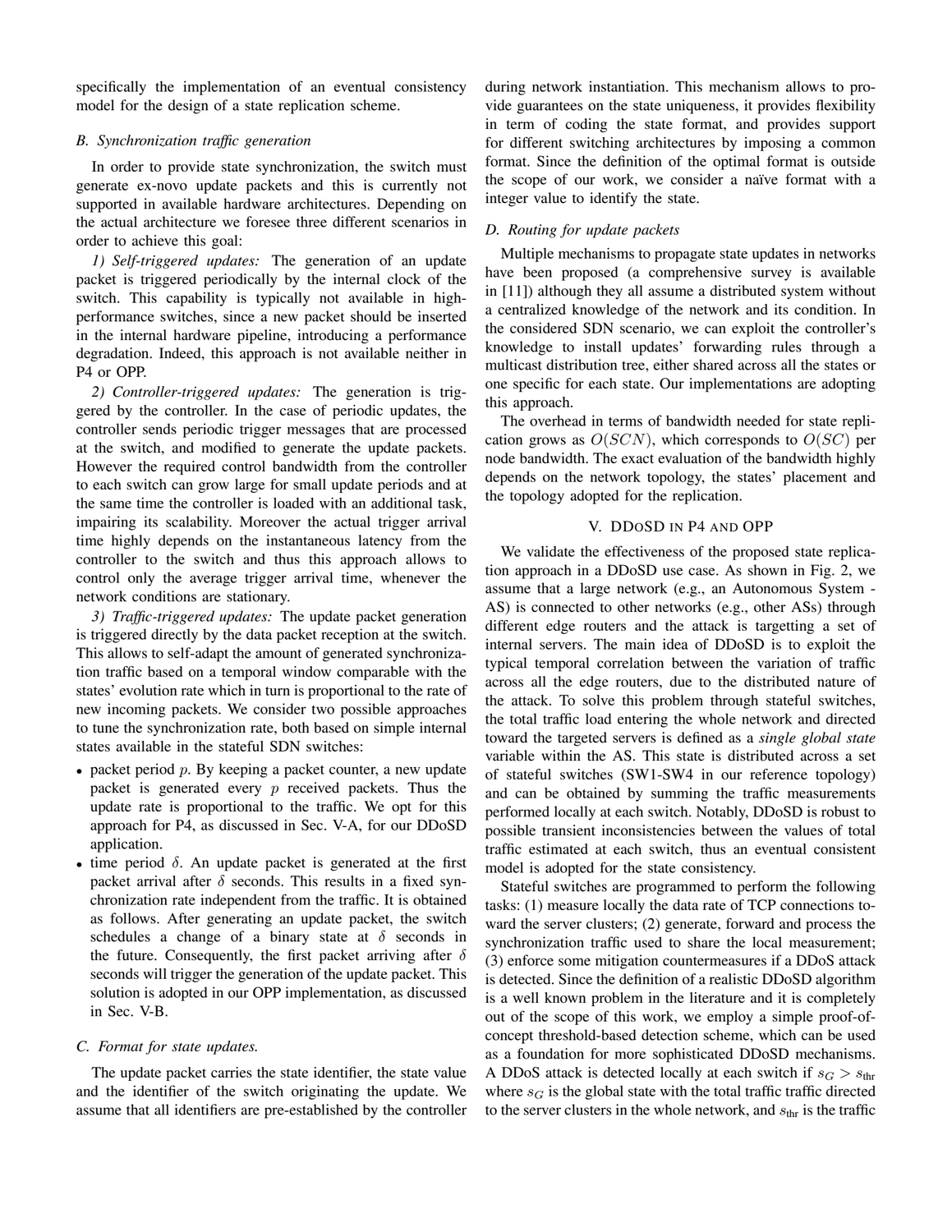specifically the implementation of an eventual consistency model for the design of a state replication scheme.

### B. Synchronization traffic generation

In order to provide state synchronization, the switch must generate ex-novo update packets and this is currently not supported in available hardware architectures. Depending on the actual architecture we foresee three different scenarios in order to achieve this goal:

*1) Self-triggered updates:* The generation of an update packet is triggered periodically by the internal clock of the switch. This capability is typically not available in high-performance switches, since a new packet should be inserted in the internal hardware pipeline, introducing a performance degradation. Indeed, this approach is not available neither in P4 or OPP.

*2) Controller-triggered updates:* The generation is triggered by the controller. In the case of periodic updates, the controller sends periodic trigger messages that are processed at the switch, and modified to generate the update packets. However the required control bandwidth from the controller to each switch can grow large for small update periods and at the same time the controller is loaded with an additional task, impairing its scalability. Moreover the actual trigger arrival time highly depends on the instantaneous latency from the controller to the switch and thus this approach allows to control only the average trigger arrival time, whenever the network conditions are stationary.

*3) Traffic-triggered updates:* The update packet generation is triggered directly by the data packet reception at the switch. This allows to self-adapt the amount of generated synchronization traffic based on a temporal window comparable with the states' evolution rate which in turn is proportional to the rate of new incoming packets. We consider two possible approaches to tune the synchronization rate, both based on simple internal states available in the stateful SDN switches:

- packet period $p$. By keeping a packet counter, a new update packet is generated every $p$ received packets. Thus the update rate is proportional to the traffic. We opt for this approach for P4, as discussed in Sec. V-A, for our DDoSD application.
- time period $\delta$. An update packet is generated at the first packet arrival after $\delta$ seconds. This results in a fixed synchronization rate independent from the traffic. It is obtained as follows. After generating an update packet, the switch schedules a change of a binary state at $\delta$ seconds in the future. Consequently, the first packet arriving after $\delta$ seconds will trigger the generation of the update packet. This solution is adopted in our OPP implementation, as discussed in Sec. V-B.

### C. Format for state updates.

The update packet carries the state identifier, the state value and the identifier of the switch originating the update. We assume that all identifiers are pre-established by the controller during network instantiation. This mechanism allows to provide guarantees on the state uniqueness, it provides flexibility in term of coding the state format, and provides support for different switching architectures by imposing a common format. Since the definition of the optimal format is outside the scope of our work, we consider a naïve format with a integer value to identify the state.

### D. Routing for update packets

Multiple mechanisms to propagate state updates in networks have been proposed (a comprehensive survey is available in [11]) although they all assume a distributed system without a centralized knowledge of the network and its condition. In the considered SDN scenario, we can exploit the controller's knowledge to install updates' forwarding rules through a multicast distribution tree, either shared across all the states or one specific for each state. Our implementations are adopting this approach.

The overhead in terms of bandwidth needed for state replication grows as $O(SCN)$, which corresponds to $O(SC)$ per node bandwidth. The exact evaluation of the bandwidth highly depends on the network topology, the states' placement and the topology adopted for the replication.

## V. DDoSD in P4 and OPP

We validate the effectiveness of the proposed state replication approach in a DDoSD use case. As shown in Fig. 2, we assume that a large network (e.g., an Autonomous System - AS) is connected to other networks (e.g., other ASs) through different edge routers and the attack is targetting a set of internal servers. The main idea of DDoSD is to exploit the typical temporal correlation between the variation of traffic across all the edge routers, due to the distributed nature of the attack. To solve this problem through stateful switches, the total traffic load entering the whole network and directed toward the targeted servers is defined as a *single global state* variable within the AS. This state is distributed across a set of stateful switches (SW1-SW4 in our reference topology) and can be obtained by summing the traffic measurements performed locally at each switch. Notably, DDoSD is robust to possible transient inconsistencies between the values of total traffic estimated at each switch, thus an eventual consistent model is adopted for the state consistency.

Stateful switches are programmed to perform the following tasks: (1) measure locally the data rate of TCP connections toward the server clusters; (2) generate, forward and process the synchronization traffic used to share the local measurement; (3) enforce some mitigation countermeasures if a DDoS attack is detected. Since the definition of a realistic DDoSD algorithm is a well known problem in the literature and it is completely out of the scope of this work, we employ a simple proof-of-concept threshold-based detection scheme, which can be used as a foundation for more sophisticated DDoSD mechanisms. A DDoS attack is detected locally at each switch if $s_G > s_{\text{thr}}$ where $s_G$ is the global state with the total traffic traffic directed to the server clusters in the whole network, and $s_{\text{thr}}$ is the traffic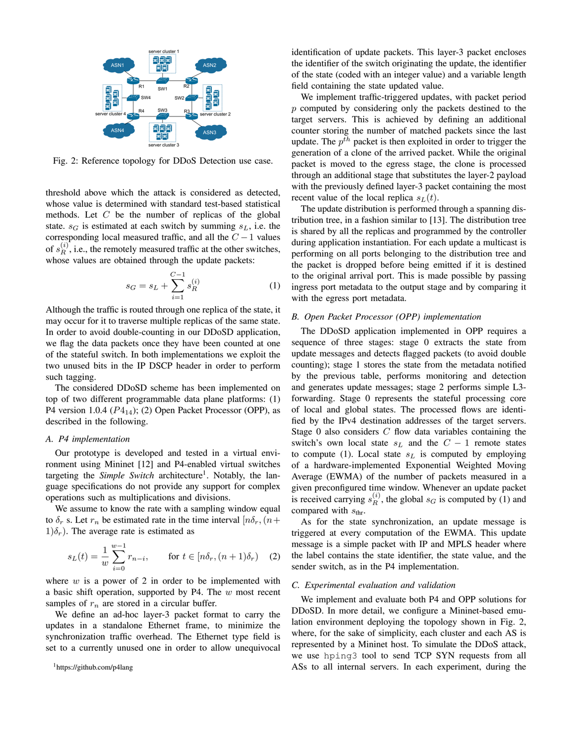Fig. 2: Reference topology for DDoS Detection use case.

threshold above which the attack is considered as detected, whose value is determined with standard test-based statistical methods. Let $C$ be the number of replicas of the global state. $s_G$ is estimated at each switch by summing $s_L$, i.e. the corresponding local measured traffic, and all the $C-1$ values of $s_R^{(i)}$, i.e., the remotely measured traffic at the other switches, whose values are obtained through the update packets:

$$s_G = s_L + \sum_{i=1}^{C-1} s_R^{(i)} \tag{1}$$

Although the traffic is routed through one replica of the state, it may occur for it to traverse multiple replicas of the same state. In order to avoid double-counting in our DDoSD application, we flag the data packets once they have been counted at one of the stateful switch. In both implementations we exploit the two unused bits in the IP DSCP header in order to perform such tagging.

The considered DDoSD scheme has been implemented on top of two different programmable data plane platforms: (1) P4 version 1.0.4 ($P4_{14}$); (2) Open Packet Processor (OPP), as described in the following.

### A. P4 implementation

Our prototype is developed and tested in a virtual environment using Mininet [12] and P4-enabled virtual switches targeting the *Simple Switch* architecture[1]. Notably, the language specifications do not provide any support for complex operations such as multiplications and divisions.

We assume to know the rate with a sampling window equal to $\delta_r$ s. Let $r_n$ be estimated rate in the time interval $[n\delta_r, (n+1)\delta_r)$. The average rate is estimated as

$$s_L(t) = \frac{1}{w} \sum_{i=0}^{w-1} r_{n-i}, \qquad \text{for } t \in [n\delta_r, (n+1)\delta_r) \tag{2}$$

where $w$ is a power of 2 in order to be implemented with a basic shift operation, supported by P4. The $w$ most recent samples of $r_n$ are stored in a circular buffer.

We define an ad-hoc layer-3 packet format to carry the updates in a standalone Ethernet frame, to minimize the synchronization traffic overhead. The Ethernet type field is set to a currently unused one in order to allow unequivocal identification of update packets. This layer-3 packet encloses the identifier of the switch originating the update, the identifier of the state (coded with an integer value) and a variable length field containing the state updated value.

We implement traffic-triggered updates, with packet period $p$ computed by considering only the packets destined to the target servers. This is achieved by defining an additional counter storing the number of matched packets since the last update. The $p^{th}$ packet is then exploited in order to trigger the generation of a clone of the arrived packet. While the original packet is moved to the egress stage, the clone is processed through an additional stage that substitutes the layer-2 payload with the previously defined layer-3 packet containing the most recent value of the local replica $s_L(t)$.

The update distribution is performed through a spanning distribution tree, in a fashion similar to [13]. The distribution tree is shared by all the replicas and programmed by the controller during application instantiation. For each update a multicast is performing on all ports belonging to the distribution tree and the packet is dropped before being emitted if it is destined to the original arrival port. This is made possible by passing ingress port metadata to the output stage and by comparing it with the egress port metadata.

### B. Open Packet Processor (OPP) implementation

The DDoSD application implemented in OPP requires a sequence of three stages: stage 0 extracts the state from update messages and detects flagged packets (to avoid double counting); stage 1 stores the state from the metadata notified by the previous table, performs monitoring and detection and generates update messages; stage 2 performs simple L3-forwarding. Stage 0 represents the stateful processing core of local and global states. The processed flows are identified by the IPv4 destination addresses of the target servers. Stage 0 also considers $C$ flow data variables containing the switch's own local state $s_L$ and the $C-1$ remote states to compute (1). Local state $s_L$ is computed by employing of a hardware-implemented Exponential Weighted Moving Average (EWMA) of the number of packets measured in a given preconfigured time window. Whenever an update packet is received carrying $s_R^{(i)}$, the global $s_G$ is computed by (1) and compared with $s_{\text{thr}}$.

As for the state synchronization, an update message is triggered at every computation of the EWMA. This update message is a simple packet with IP and MPLS header where the label contains the state identifier, the state value, and the sender switch, as in the P4 implementation.

### C. Experimental evaluation and validation

We implement and evaluate both P4 and OPP solutions for DDoSD. In more detail, we configure a Mininet-based emulation environment deploying the topology shown in Fig. 2, where, for the sake of simplicity, each cluster and each AS is represented by a Mininet host. To simulate the DDoS attack, we use `hping3` tool to send TCP SYN requests from all ASs to all internal servers. In each experiment, during the

[1] https://github.com/p4lang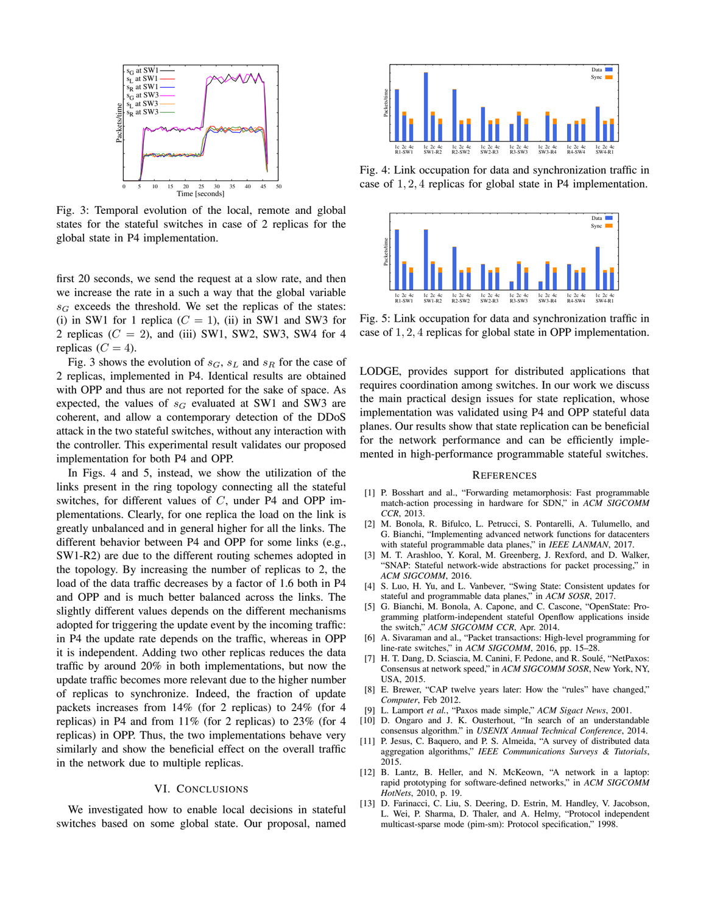$s_G$ at SW1
$s_L$ at SW1
$s_R$ at SW1
$s_G$ at SW3
$s_L$ at SW3
$s_R$ at SW3

Packets/time

0 5 10 15 20 25 30 35 40 45 50

Time [seconds]

Fig. 3: Temporal evolution of the local, remote and global states for the stateful switches in case of 2 replicas for the global state in P4 implementation.

first 20 seconds, we send the request at a slow rate, and then we increase the rate in a such a way that the global variable $s_G$ exceeds the threshold. We set the replicas of the states: (i) in SW1 for 1 replica ($C = 1$), (ii) in SW1 and SW3 for 2 replicas ($C = 2$), and (iii) SW1, SW2, SW3, SW4 for 4 replicas ($C = 4$).

Fig. 3 shows the evolution of $s_G$, $s_L$ and $s_R$ for the case of 2 replicas, implemented in P4. Identical results are obtained with OPP and thus are not reported for the sake of space. As expected, the values of $s_G$ evaluated at SW1 and SW3 are coherent, and allow a contemporary detection of the DDoS attack in the two stateful switches, without any interaction with the controller. This experimental result validates our proposed implementation for both P4 and OPP.

In Figs. 4 and 5, instead, we show the utilization of the links present in the ring topology connecting all the stateful switches, for different values of $C$, under P4 and OPP implementations. Clearly, for one replica the load on the link is greatly unbalanced and in general higher for all the links. The different behavior between P4 and OPP for some links (e.g., SW1-R2) are due to the different routing schemes adopted in the topology. By increasing the number of replicas to 2, the load of the data traffic decreases by a factor of 1.6 both in P4 and OPP and is much better balanced across the links. The slightly different values depends on the different mechanisms adopted for triggering the update event by the incoming traffic: in P4 the update rate depends on the traffic, whereas in OPP it is independent. Adding two other replicas reduces the data traffic by around 20% in both implementations, but now the update traffic becomes more relevant due to the higher number of replicas to synchronize. Indeed, the fraction of update packets increases from 14% (for 2 replicas) to 24% (for 4 replicas) in P4 and from 11% (for 2 replicas) to 23% (for 4 replicas) in OPP. Thus, the two implementations behave very similarly and show the beneficial effect on the overall traffic in the network due to multiple replicas.

Data
Sync

Packets/time

1c 2c 4c R1-SW1 | 1c 2c 4c SW1-R2 | 1c 2c 4c R2-SW2 | 1c 2c 4c SW2-R3 | 1c 2c 4c R3-SW3 | 1c 2c 4c SW3-R4 | 1c 2c 4c R4-SW4 | 1c 2c 4c SW4-R1

Fig. 4: Link occupation for data and synchronization traffic in case of $1, 2, 4$ replicas for global state in P4 implementation.

Data
Sync

Packets/time

1c 2c 4c R1-SW1 | 1c 2c 4c SW1-R2 | 1c 2c 4c R2-SW2 | 1c 2c 4c SW2-R3 | 1c 2c 4c R3-SW3 | 1c 2c 4c SW3-R4 | 1c 2c 4c R4-SW4 | 1c 2c 4c SW4-R1

Fig. 5: Link occupation for data and synchronization traffic in case of $1, 2, 4$ replicas for global state in OPP implementation.

## VI. Conclusions

We investigated how to enable local decisions in stateful switches based on some global state. Our proposal, named LODGE, provides support for distributed applications that requires coordination among switches. In our work we discuss the main practical design issues for state replication, whose implementation was validated using P4 and OPP stateful data planes. Our results show that state replication can be beneficial for the network performance and can be efficiently implemented in high-performance programmable stateful switches.

## References

[1] P. Bosshart and al., "Forwarding metamorphosis: Fast programmable match-action processing in hardware for SDN," in *ACM SIGCOMM CCR*, 2013.

[2] M. Bonola, R. Bifulco, L. Petrucci, S. Pontarelli, A. Tulumello, and G. Bianchi, "Implementing advanced network functions for datacenters with stateful programmable data planes," in *IEEE LANMAN*, 2017.

[3] M. T. Arashloo, Y. Koral, M. Greenberg, J. Rexford, and D. Walker, "SNAP: Stateful network-wide abstractions for packet processing," in *ACM SIGCOMM*, 2016.

[4] S. Luo, H. Yu, and L. Vanbever, "Swing State: Consistent updates for stateful and programmable data planes," in *ACM SOSR*, 2017.

[5] G. Bianchi, M. Bonola, A. Capone, and C. Cascone, "OpenState: Programming platform-independent stateful Openflow applications inside the switch," *ACM SIGCOMM CCR*, Apr. 2014.

[6] A. Sivaraman and al., "Packet transactions: High-level programming for line-rate switches," in *ACM SIGCOMM*, 2016, pp. 15–28.

[7] H. T. Dang, D. Sciascia, M. Canini, F. Pedone, and R. Soulé, "NetPaxos: Consensus at network speed," in *ACM SIGCOMM SOSR*, New York, NY, USA, 2015.

[8] E. Brewer, "CAP twelve years later: How the "rules" have changed," *Computer*, Feb 2012.

[9] L. Lamport *et al.*, "Paxos made simple," *ACM Sigact News*, 2001.

[10] D. Ongaro and J. K. Ousterhout, "In search of an understandable consensus algorithm." in *USENIX Annual Technical Conference*, 2014.

[11] P. Jesus, C. Baquero, and P. S. Almeida, "A survey of distributed data aggregation algorithms," *IEEE Communications Surveys & Tutorials*, 2015.

[12] B. Lantz, B. Heller, and N. McKeown, "A network in a laptop: rapid prototyping for software-defined networks," in *ACM SIGCOMM HotNets*, 2010, p. 19.

[13] D. Farinacci, C. Liu, S. Deering, D. Estrin, M. Handley, V. Jacobson, L. Wei, P. Sharma, D. Thaler, and A. Helmy, "Protocol independent multicast-sparse mode (pim-sm): Protocol specification," 1998.